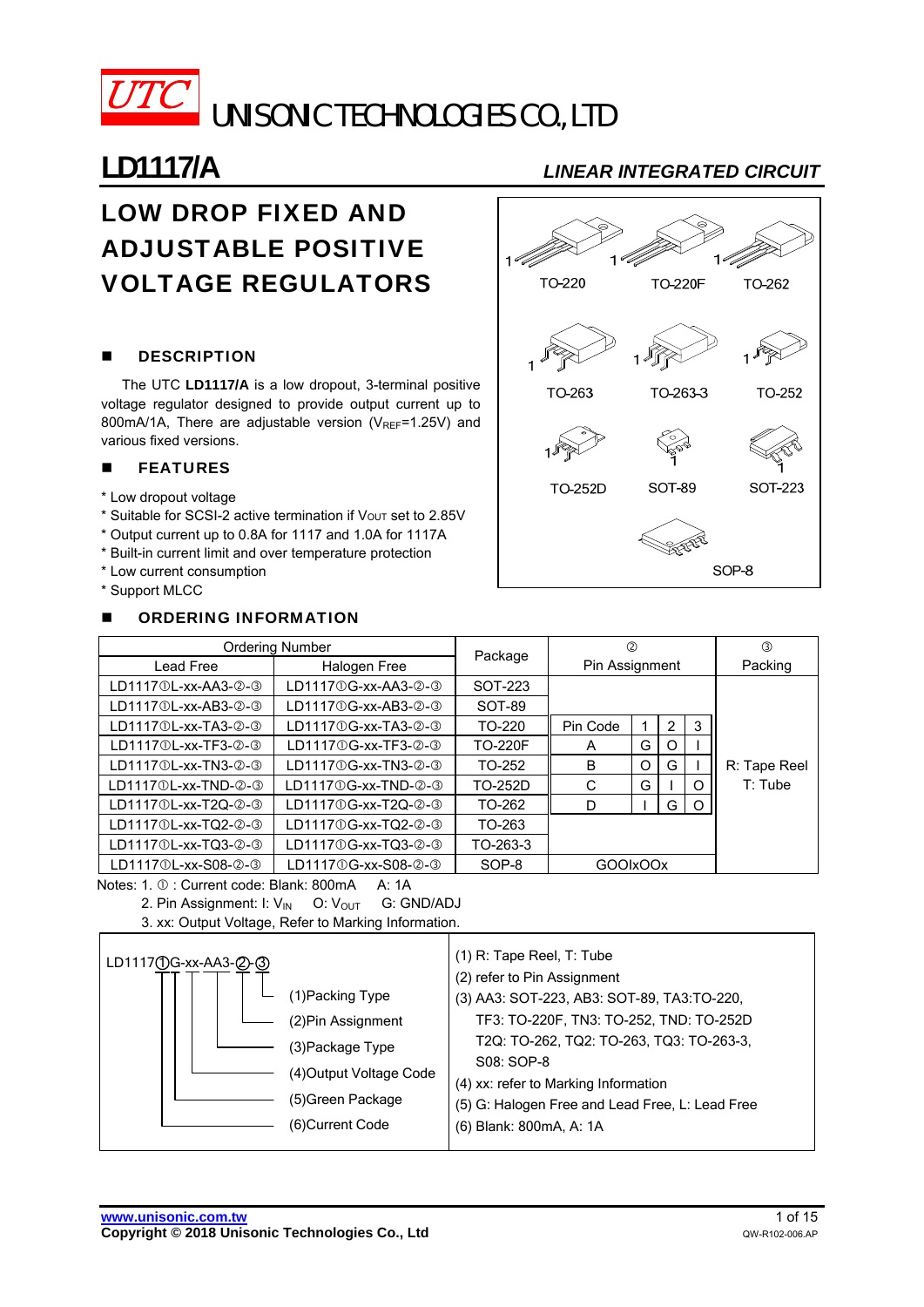UTC UNISONIC TECHNOLOGIES CO., LTD

# LD1117/A

*LINEAR INTEGRATED CIRCUIT*

## LOW DROP FIXED AND ADJUSTABLE POSITIVE VOLTAGE REGULATORS

TO-220 TO-220F TO-262 TO-263 TO-263-3 TO-252 TO-252D SOT-89 SOT-223 SOP-8

### ■ DESCRIPTION

The UTC **LD1117/A** is a low dropout, 3-terminal positive voltage regulator designed to provide output current up to 800mA/1A, There are adjustable version ($V_{REF}$=1.25V) and various fixed versions.

### ■ FEATURES

* Low dropout voltage
* Suitable for SCSI-2 active termination if $V_{OUT}$ set to 2.85V
* Output current up to 0.8A for 1117 and 1.0A for 1117A
* Built-in current limit and over temperature protection
* Low current consumption
* Support MLCC

### ■ ORDERING INFORMATION

| Ordering Number | | Package | ② Pin Assignment | | | | ③ Packing |
|---|---|---|---|---|---|---|---|
| Lead Free | Halogen Free | | | | | | |
| LD1117①L-xx-AA3-②-③ | LD1117①G-xx-AA3-②-③ | SOT-223 | | | | | R: Tape Reel<br>T: Tube |
| LD1117①L-xx-AB3-②-③ | LD1117①G-xx-AB3-②-③ | SOT-89 | | | | | |
| LD1117①L-xx-TA3-②-③ | LD1117①G-xx-TA3-②-③ | TO-220 | Pin Code | 1 | 2 | 3 | |
| LD1117①L-xx-TF3-②-③ | LD1117①G-xx-TF3-②-③ | TO-220F | A | G | O | I | |
| LD1117①L-xx-TN3-②-③ | LD1117①G-xx-TN3-②-③ | TO-252 | B | O | G | I | |
| LD1117①L-xx-TND-②-③ | LD1117①G-xx-TND-②-③ | TO-252D | C | G | I | O | |
| LD1117①L-xx-T2Q-②-③ | LD1117①G-xx-T2Q-②-③ | TO-262 | D | I | G | O | |
| LD1117①L-xx-TQ2-②-③ | LD1117①G-xx-TQ2-②-③ | TO-263 | | | | | |
| LD1117①L-xx-TQ3-②-③ | LD1117①G-xx-TQ3-②-③ | TO-263-3 | | | | | |
| LD1117①L-xx-S08-②-③ | LD1117①G-xx-S08-②-③ | SOP-8 | GOOIxOOx | | | | |

Notes: 1. ① : Current code: Blank: 800mA A: 1A
2. Pin Assignment: I: $V_{IN}$ O: $V_{OUT}$ G: GND/ADJ
3. xx: Output Voltage, Refer to Marking Information.

LD1117①G-xx-AA3-②-③

- (1)Packing Type
- (2)Pin Assignment
- (3)Package Type
- (4)Output Voltage Code
- (5)Green Package
- (6)Current Code

(1) R: Tape Reel, T: Tube
(2) refer to Pin Assignment
(3) AA3: SOT-223, AB3: SOT-89, TA3:TO-220, TF3: TO-220F, TN3: TO-252, TND: TO-252D T2Q: TO-262, TQ2: TO-263, TQ3: TO-263-3, S08: SOP-8
(4) xx: refer to Marking Information
(5) G: Halogen Free and Lead Free, L: Lead Free
(6) Blank: 800mA, A: 1A

www.unisonic.com.tw
Copyright © 2018 Unisonic Technologies Co., Ltd
QW-R102-006.AP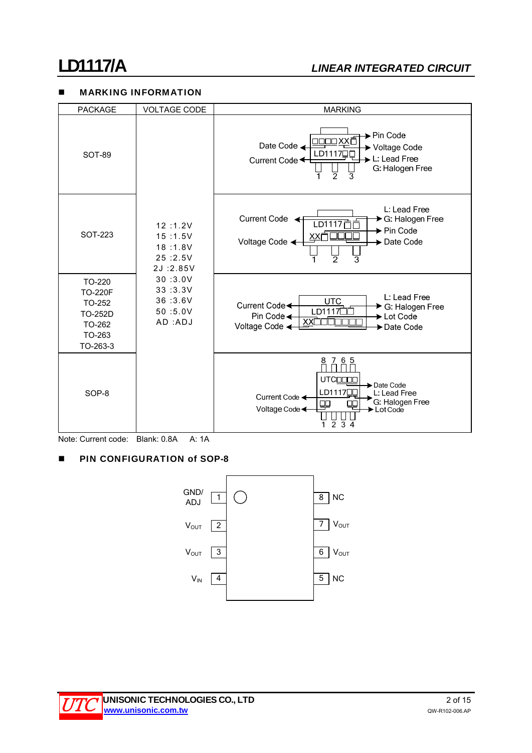## MARKING INFORMATION

| PACKAGE | VOLTAGE CODE | MARKING |
|---|---|---|
| SOT-89 | 12 :1.2V<br>15 :1.5V<br>18 :1.8V<br>25 :2.5V<br>2J :2.85V<br>30 :3.0V<br>33 :3.3V<br>36 :3.6V<br>50 :5.0V<br>AD :ADJ | Date Code, Current Code, Pin Code, Voltage Code, L: Lead Free, G: Halogen Free (marking: □□□□XX□ / LD1117□□; pins 1 2 3) |
| SOT-223 | | Current Code, Voltage Code, L: Lead Free, G: Halogen Free, Pin Code, Date Code (marking: LD1117□□ / XX□□□□□; pins 1 2 3) |
| TO-220<br>TO-220F<br>TO-252<br>TO-252D<br>TO-262<br>TO-263<br>TO-263-3 | | Current Code, Pin Code, Voltage Code, L: Lead Free, G: Halogen Free, Lot Code, Date Code (marking: UTC / LD1117□□ / XX□□□□□□□) |
| SOP-8 | | Date Code, L: Lead Free, G: Halogen Free, Lot Code, Current Code, Voltage Code (marking: UTC□□□□ / LD1117□□ / □□ □□; pins 8 7 6 5 / 1 2 3 4) |

Note: Current code: Blank: 0.8A A: 1A

## PIN CONFIGURATION of SOP-8

| Pin | Name | Pin | Name |
|---|---|---|---|
| 1 | GND/ADJ | 8 | NC |
| 2 | $V_{OUT}$ | 7 | $V_{OUT}$ |
| 3 | $V_{OUT}$ | 6 | $V_{OUT}$ |
| 4 | $V_{IN}$ | 5 | NC |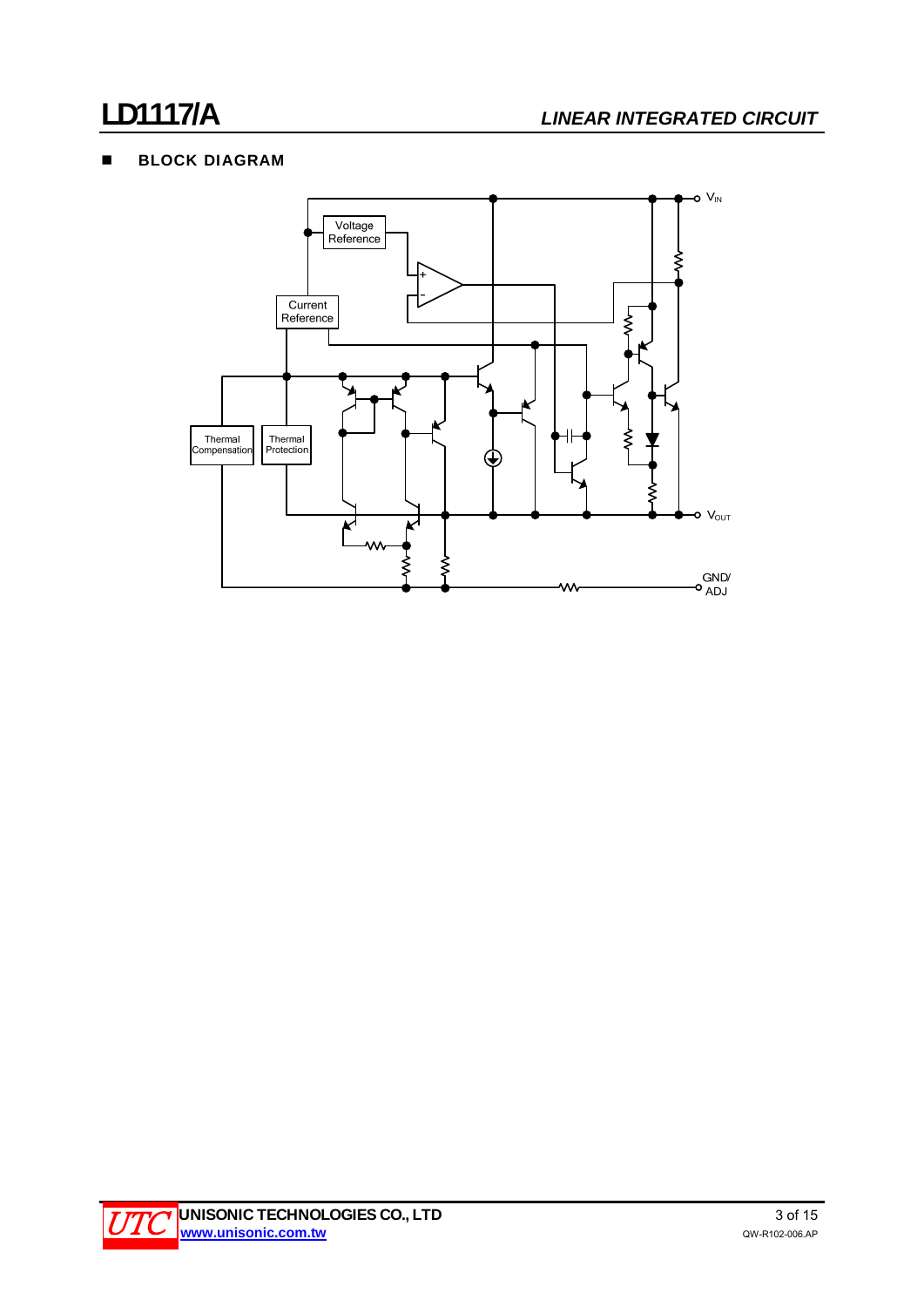## ■ BLOCK DIAGRAM

Voltage Reference

Current Reference

Thermal Compensation

Thermal Protection

$V_{IN}$

$V_{OUT}$

GND/ ADJ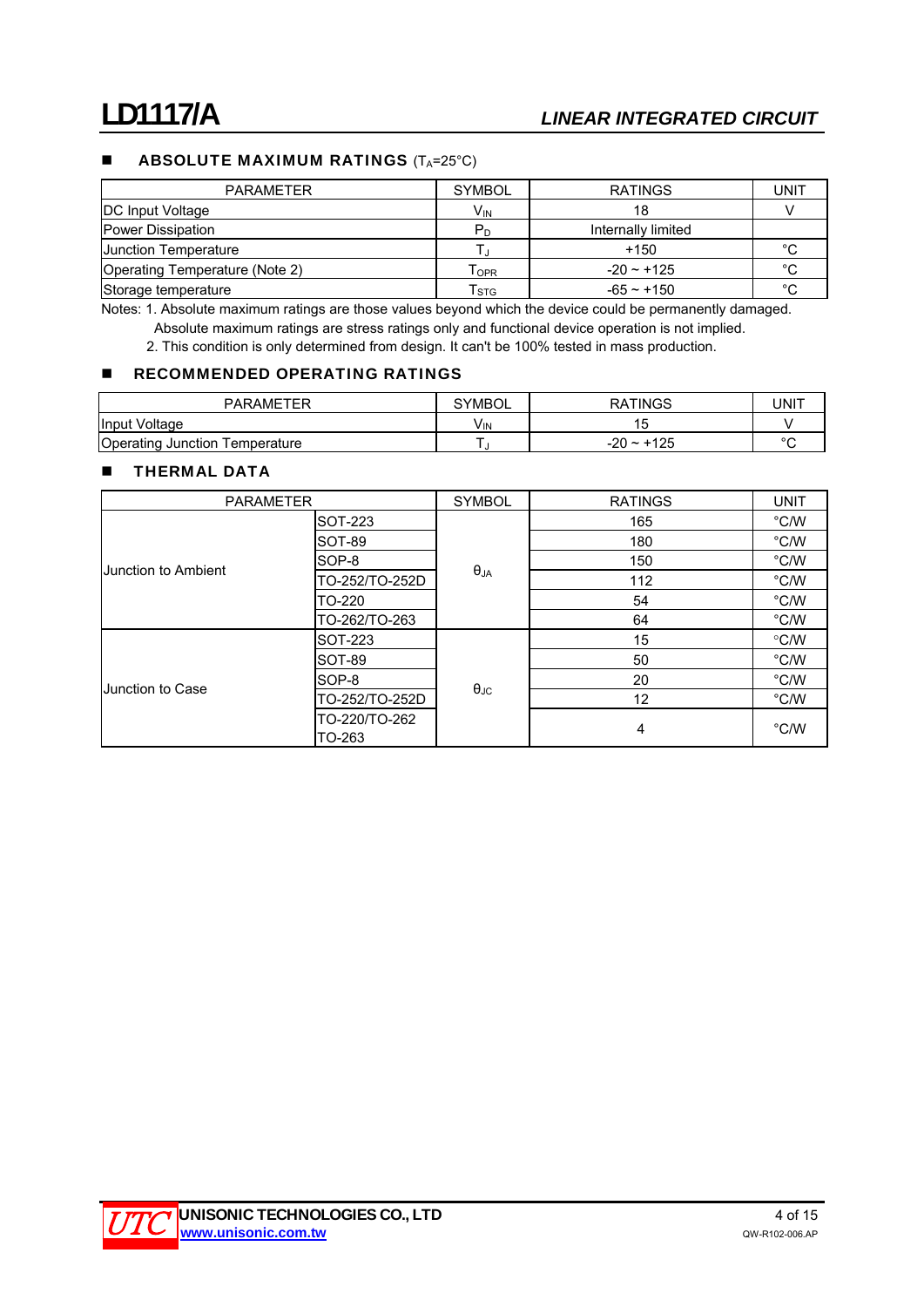## ABSOLUTE MAXIMUM RATINGS ($T_A$=25°C)

| PARAMETER | SYMBOL | RATINGS | UNIT |
|---|---|---|---|
| DC Input Voltage | $V_{IN}$ | 18 | V |
| Power Dissipation | $P_D$ | Internally limited | |
| Junction Temperature | $T_J$ | +150 | °C |
| Operating Temperature (Note 2) | $T_{OPR}$ | -20 ~ +125 | °C |
| Storage temperature | $T_{STG}$ | -65 ~ +150 | °C |

Notes: 1. Absolute maximum ratings are those values beyond which the device could be permanently damaged. Absolute maximum ratings are stress ratings only and functional device operation is not implied.
2. This condition is only determined from design. It can't be 100% tested in mass production.

## RECOMMENDED OPERATING RATINGS

| PARAMETER | SYMBOL | RATINGS | UNIT |
|---|---|---|---|
| Input Voltage | $V_{IN}$ | 15 | V |
| Operating Junction Temperature | $T_J$ | -20 ~ +125 | °C |

## THERMAL DATA

| PARAMETER | | SYMBOL | RATINGS | UNIT |
|---|---|---|---|---|
| Junction to Ambient | SOT-223 | $\theta_{JA}$ | 165 | °C/W |
| | SOT-89 | | 180 | °C/W |
| | SOP-8 | | 150 | °C/W |
| | TO-252/TO-252D | | 112 | °C/W |
| | TO-220 | | 54 | °C/W |
| | TO-262/TO-263 | | 64 | °C/W |
| Junction to Case | SOT-223 | $\theta_{JC}$ | 15 | °C/W |
| | SOT-89 | | 50 | °C/W |
| | SOP-8 | | 20 | °C/W |
| | TO-252/TO-252D | | 12 | °C/W |
| | TO-220/TO-262 TO-263 | | 4 | °C/W |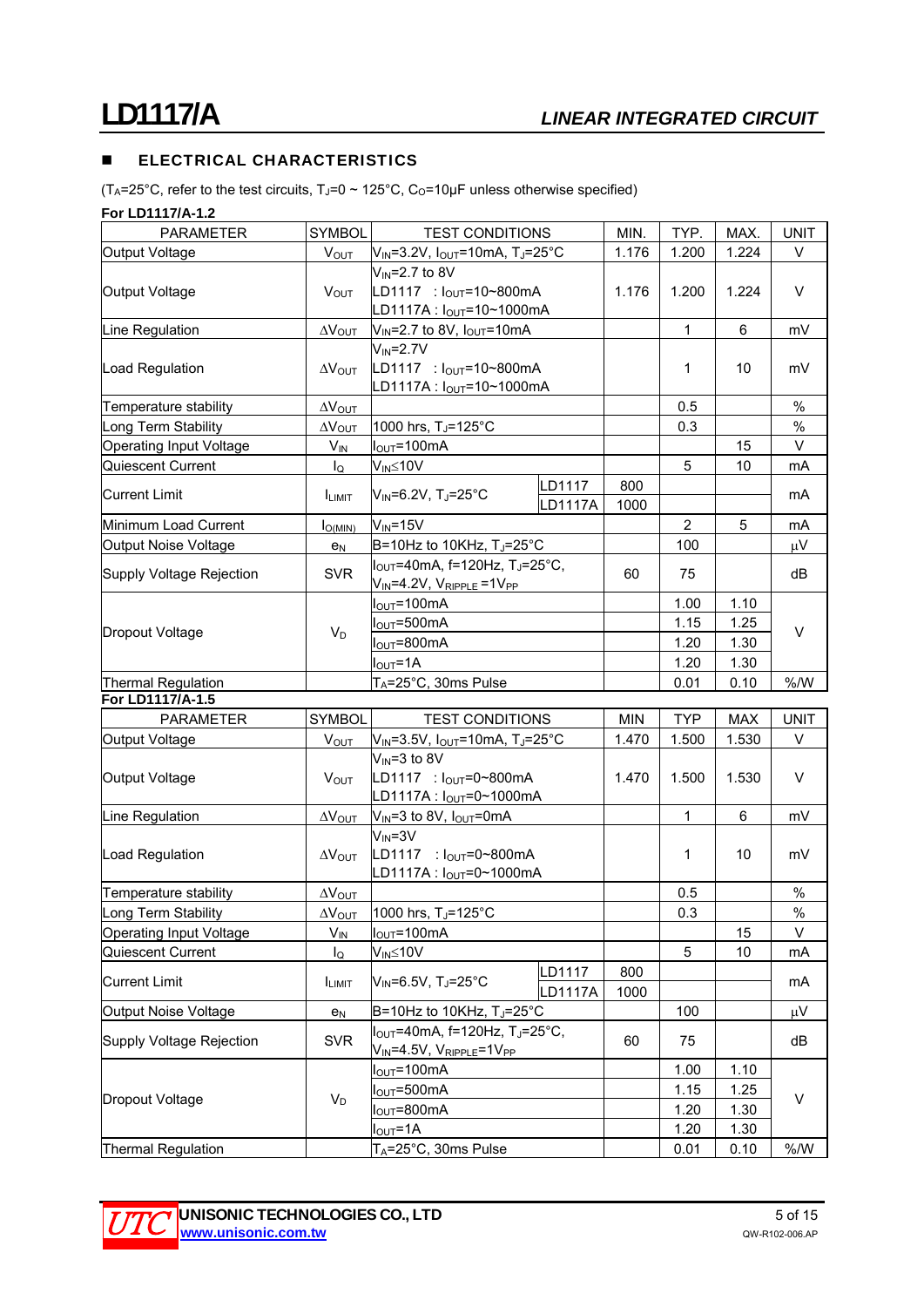## ■ ELECTRICAL CHARACTERISTICS

($T_A$=25°C, refer to the test circuits, $T_J$=0 ~ 125°C, $C_O$=10μF unless otherwise specified)

**For LD1117/A-1.2**

| PARAMETER | SYMBOL | TEST CONDITIONS | | MIN. | TYP. | MAX. | UNIT |
|---|---|---|---|---|---|---|---|
| Output Voltage | $V_{OUT}$ | $V_{IN}$=3.2V, $I_{OUT}$=10mA, $T_J$=25°C | | 1.176 | 1.200 | 1.224 | V |
| Output Voltage | $V_{OUT}$ | $V_{IN}$=2.7 to 8V<br>LD1117 : $I_{OUT}$=10~800mA<br>LD1117A : $I_{OUT}$=10~1000mA | | 1.176 | 1.200 | 1.224 | V |
| Line Regulation | $\Delta V_{OUT}$ | $V_{IN}$=2.7 to 8V, $I_{OUT}$=10mA | | | 1 | 6 | mV |
| Load Regulation | $\Delta V_{OUT}$ | $V_{IN}$=2.7V<br>LD1117 : $I_{OUT}$=10~800mA<br>LD1117A : $I_{OUT}$=10~1000mA | | | 1 | 10 | mV |
| Temperature stability | $\Delta V_{OUT}$ | | | | 0.5 | | % |
| Long Term Stability | $\Delta V_{OUT}$ | 1000 hrs, $T_J$=125°C | | | 0.3 | | % |
| Operating Input Voltage | $V_{IN}$ | $I_{OUT}$=100mA | | | | 15 | V |
| Quiescent Current | $I_Q$ | $V_{IN}$≤10V | | | 5 | 10 | mA |
| Current Limit | $I_{LIMIT}$ | $V_{IN}$=6.2V, $T_J$=25°C | LD1117 | 800 | | | mA |
| | | | LD1117A | 1000 | | | |
| Minimum Load Current | $I_{O(MIN)}$ | $V_{IN}$=15V | | | 2 | 5 | mA |
| Output Noise Voltage | $e_N$ | B=10Hz to 10KHz, $T_J$=25°C | | | 100 | | μV |
| Supply Voltage Rejection | SVR | $I_{OUT}$=40mA, f=120Hz, $T_J$=25°C, $V_{IN}$=4.2V, $V_{RIPPLE}$ =1$V_{PP}$ | | 60 | 75 | | dB |
| Dropout Voltage | $V_D$ | $I_{OUT}$=100mA | | | 1.00 | 1.10 | V |
| | | $I_{OUT}$=500mA | | | 1.15 | 1.25 | |
| | | $I_{OUT}$=800mA | | | 1.20 | 1.30 | |
| | | $I_{OUT}$=1A | | | 1.20 | 1.30 | |
| Thermal Regulation | | $T_A$=25°C, 30ms Pulse | | | 0.01 | 0.10 | %/W |

**For LD1117/A-1.5**

| PARAMETER | SYMBOL | TEST CONDITIONS | | MIN | TYP | MAX | UNIT |
|---|---|---|---|---|---|---|---|
| Output Voltage | $V_{OUT}$ | $V_{IN}$=3.5V, $I_{OUT}$=10mA, $T_J$=25°C | | 1.470 | 1.500 | 1.530 | V |
| Output Voltage | $V_{OUT}$ | $V_{IN}$=3 to 8V<br>LD1117 : $I_{OUT}$=0~800mA<br>LD1117A : $I_{OUT}$=0~1000mA | | 1.470 | 1.500 | 1.530 | V |
| Line Regulation | $\Delta V_{OUT}$ | $V_{IN}$=3 to 8V, $I_{OUT}$=0mA | | | 1 | 6 | mV |
| Load Regulation | $\Delta V_{OUT}$ | $V_{IN}$=3V<br>LD1117 : $I_{OUT}$=0~800mA<br>LD1117A : $I_{OUT}$=0~1000mA | | | 1 | 10 | mV |
| Temperature stability | $\Delta V_{OUT}$ | | | | 0.5 | | % |
| Long Term Stability | $\Delta V_{OUT}$ | 1000 hrs, $T_J$=125°C | | | 0.3 | | % |
| Operating Input Voltage | $V_{IN}$ | $I_{OUT}$=100mA | | | | 15 | V |
| Quiescent Current | $I_Q$ | $V_{IN}$≤10V | | | 5 | 10 | mA |
| Current Limit | $I_{LIMIT}$ | $V_{IN}$=6.5V, $T_J$=25°C | LD1117 | 800 | | | mA |
| | | | LD1117A | 1000 | | | |
| Output Noise Voltage | $e_N$ | B=10Hz to 10KHz, $T_J$=25°C | | | 100 | | μV |
| Supply Voltage Rejection | SVR | $I_{OUT}$=40mA, f=120Hz, $T_J$=25°C, $V_{IN}$=4.5V, $V_{RIPPLE}$=1$V_{PP}$ | | 60 | 75 | | dB |
| Dropout Voltage | $V_D$ | $I_{OUT}$=100mA | | | 1.00 | 1.10 | V |
| | | $I_{OUT}$=500mA | | | 1.15 | 1.25 | |
| | | $I_{OUT}$=800mA | | | 1.20 | 1.30 | |
| | | $I_{OUT}$=1A | | | 1.20 | 1.30 | |
| Thermal Regulation | | $T_A$=25°C, 30ms Pulse | | | 0.01 | 0.10 | %/W |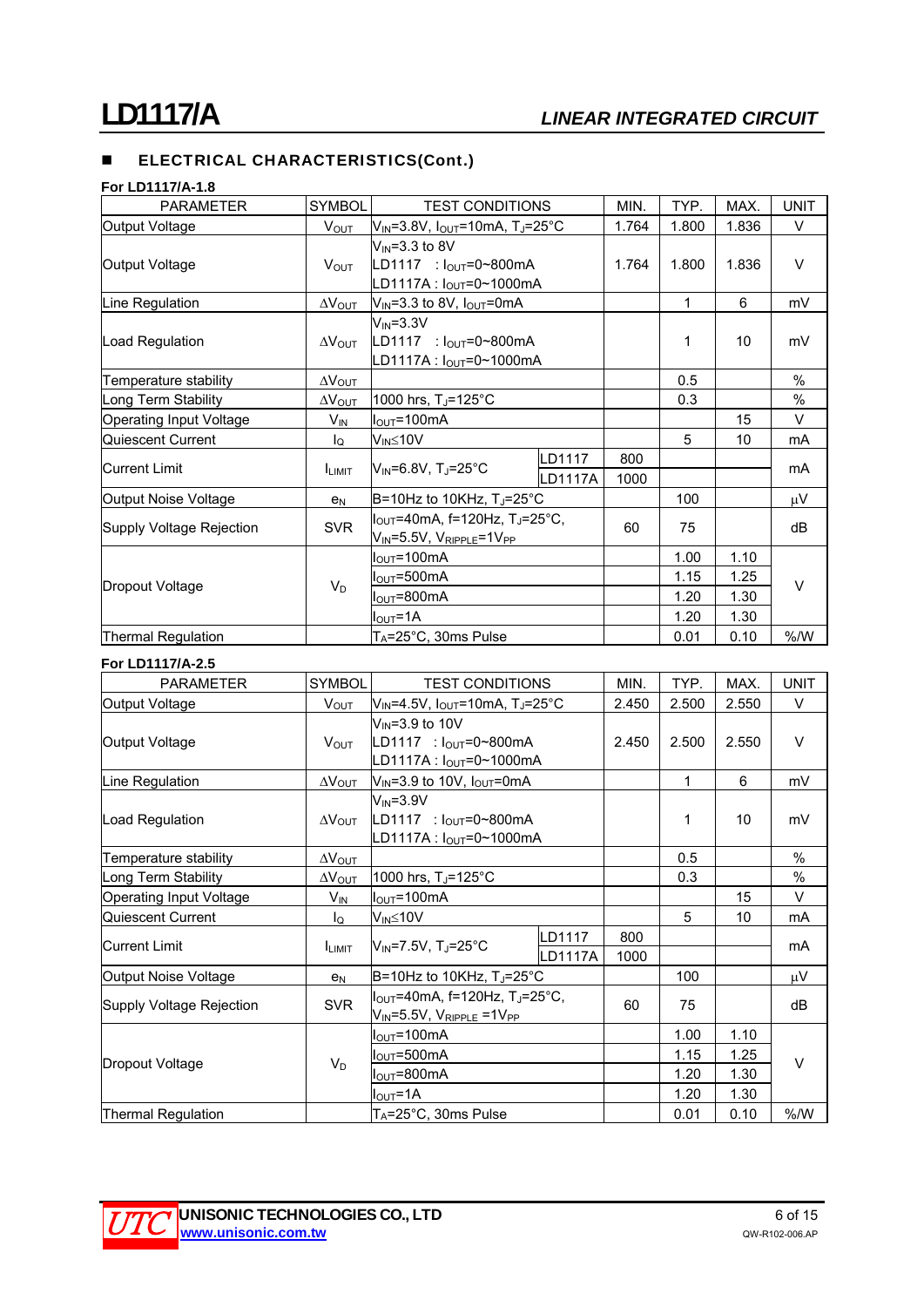## ■ ELECTRICAL CHARACTERISTICS(Cont.)

**For LD1117/A-1.8**

| PARAMETER | SYMBOL | TEST CONDITIONS | | MIN. | TYP. | MAX. | UNIT |
|---|---|---|---|---|---|---|---|
| Output Voltage | $V_{OUT}$ | $V_{IN}$=3.8V, $I_{OUT}$=10mA, $T_J$=25°C | | 1.764 | 1.800 | 1.836 | V |
| Output Voltage | $V_{OUT}$ | $V_{IN}$=3.3 to 8V<br>LD1117 : $I_{OUT}$=0~800mA<br>LD1117A : $I_{OUT}$=0~1000mA | | 1.764 | 1.800 | 1.836 | V |
| Line Regulation | $\Delta V_{OUT}$ | $V_{IN}$=3.3 to 8V, $I_{OUT}$=0mA | | | 1 | 6 | mV |
| Load Regulation | $\Delta V_{OUT}$ | $V_{IN}$=3.3V<br>LD1117 : $I_{OUT}$=0~800mA<br>LD1117A : $I_{OUT}$=0~1000mA | | | 1 | 10 | mV |
| Temperature stability | $\Delta V_{OUT}$ | | | | 0.5 | | % |
| Long Term Stability | $\Delta V_{OUT}$ | 1000 hrs, $T_J$=125°C | | | 0.3 | | % |
| Operating Input Voltage | $V_{IN}$ | $I_{OUT}$=100mA | | | | 15 | V |
| Quiescent Current | $I_Q$ | $V_{IN}$≤10V | | | 5 | 10 | mA |
| Current Limit | $I_{LIMIT}$ | $V_{IN}$=6.8V, $T_J$=25°C | LD1117 | 800 | | | mA |
| | | | LD1117A | 1000 | | | |
| Output Noise Voltage | $e_N$ | B=10Hz to 10KHz, $T_J$=25°C | | | 100 | | μV |
| Supply Voltage Rejection | SVR | $I_{OUT}$=40mA, f=120Hz, $T_J$=25°C, $V_{IN}$=5.5V, $V_{RIPPLE}$=1$V_{PP}$ | | 60 | 75 | | dB |
| Dropout Voltage | $V_D$ | $I_{OUT}$=100mA | | | 1.00 | 1.10 | V |
| | | $I_{OUT}$=500mA | | | 1.15 | 1.25 | |
| | | $I_{OUT}$=800mA | | | 1.20 | 1.30 | |
| | | $I_{OUT}$=1A | | | 1.20 | 1.30 | |
| Thermal Regulation | | $T_A$=25°C, 30ms Pulse | | | 0.01 | 0.10 | %/W |

**For LD1117/A-2.5**

| PARAMETER | SYMBOL | TEST CONDITIONS | | MIN. | TYP. | MAX. | UNIT |
|---|---|---|---|---|---|---|---|
| Output Voltage | $V_{OUT}$ | $V_{IN}$=4.5V, $I_{OUT}$=10mA, $T_J$=25°C | | 2.450 | 2.500 | 2.550 | V |
| Output Voltage | $V_{OUT}$ | $V_{IN}$=3.9 to 10V<br>LD1117 : $I_{OUT}$=0~800mA<br>LD1117A : $I_{OUT}$=0~1000mA | | 2.450 | 2.500 | 2.550 | V |
| Line Regulation | $\Delta V_{OUT}$ | $V_{IN}$=3.9 to 10V, $I_{OUT}$=0mA | | | 1 | 6 | mV |
| Load Regulation | $\Delta V_{OUT}$ | $V_{IN}$=3.9V<br>LD1117 : $I_{OUT}$=0~800mA<br>LD1117A : $I_{OUT}$=0~1000mA | | | 1 | 10 | mV |
| Temperature stability | $\Delta V_{OUT}$ | | | | 0.5 | | % |
| Long Term Stability | $\Delta V_{OUT}$ | 1000 hrs, $T_J$=125°C | | | 0.3 | | % |
| Operating Input Voltage | $V_{IN}$ | $I_{OUT}$=100mA | | | | 15 | V |
| Quiescent Current | $I_Q$ | $V_{IN}$≤10V | | | 5 | 10 | mA |
| Current Limit | $I_{LIMIT}$ | $V_{IN}$=7.5V, $T_J$=25°C | LD1117 | 800 | | | mA |
| | | | LD1117A | 1000 | | | |
| Output Noise Voltage | $e_N$ | B=10Hz to 10KHz, $T_J$=25°C | | | 100 | | μV |
| Supply Voltage Rejection | SVR | $I_{OUT}$=40mA, f=120Hz, $T_J$=25°C, $V_{IN}$=5.5V, $V_{RIPPLE}$ =1$V_{PP}$ | | 60 | 75 | | dB |
| Dropout Voltage | $V_D$ | $I_{OUT}$=100mA | | | 1.00 | 1.10 | V |
| | | $I_{OUT}$=500mA | | | 1.15 | 1.25 | |
| | | $I_{OUT}$=800mA | | | 1.20 | 1.30 | |
| | | $I_{OUT}$=1A | | | 1.20 | 1.30 | |
| Thermal Regulation | | $T_A$=25°C, 30ms Pulse | | | 0.01 | 0.10 | %/W |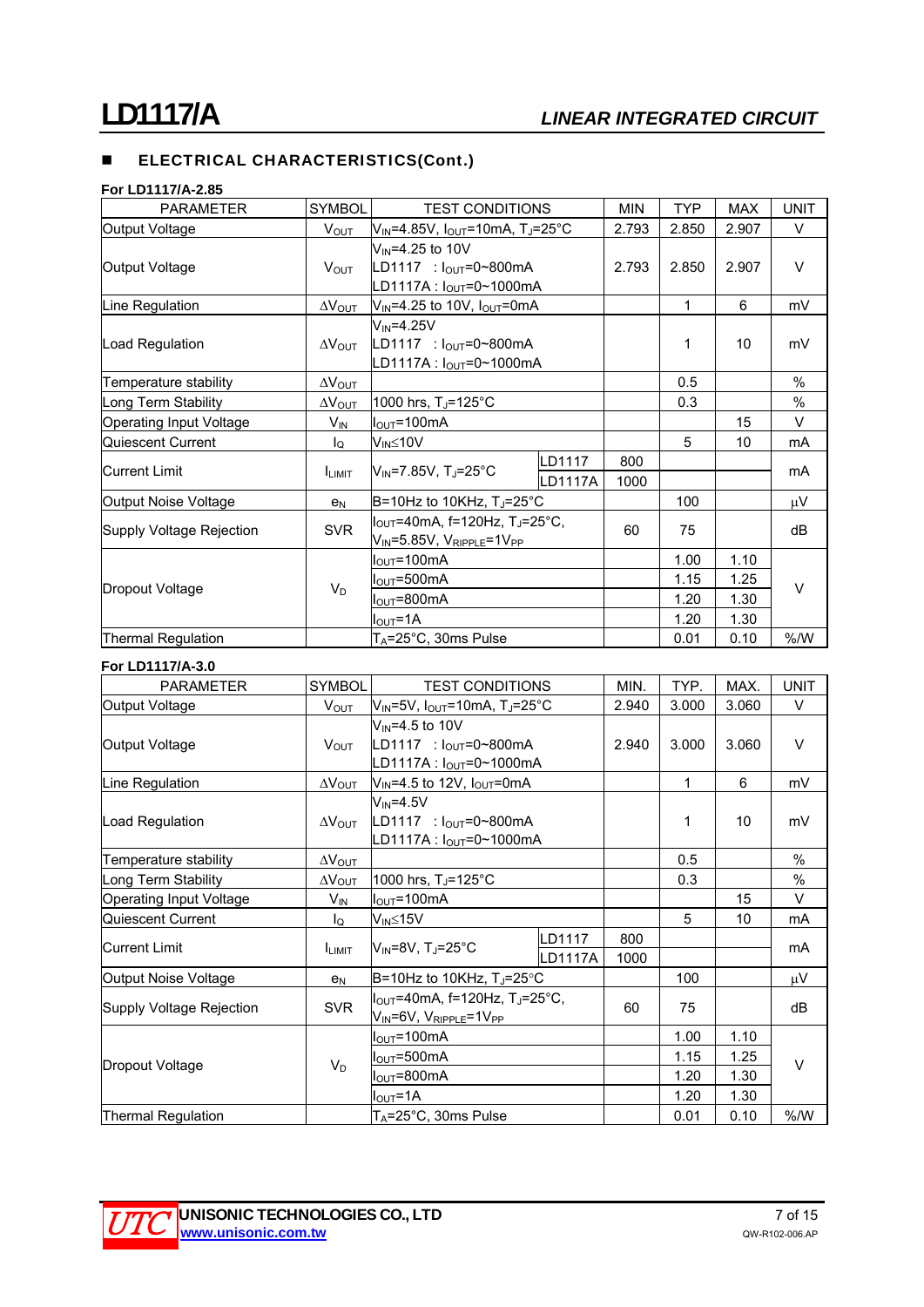## ELECTRICAL CHARACTERISTICS(Cont.)

**For LD1117/A-2.85**

| PARAMETER | SYMBOL | TEST CONDITIONS | | MIN | TYP | MAX | UNIT |
|---|---|---|---|---|---|---|---|
| Output Voltage | $V_{OUT}$ | $V_{IN}$=4.85V, $I_{OUT}$=10mA, $T_J$=25°C | | 2.793 | 2.850 | 2.907 | V |
| Output Voltage | $V_{OUT}$ | $V_{IN}$=4.25 to 10V<br>LD1117 : $I_{OUT}$=0~800mA<br>LD1117A : $I_{OUT}$=0~1000mA | | 2.793 | 2.850 | 2.907 | V |
| Line Regulation | $\Delta V_{OUT}$ | $V_{IN}$=4.25 to 10V, $I_{OUT}$=0mA | | | 1 | 6 | mV |
| Load Regulation | $\Delta V_{OUT}$ | $V_{IN}$=4.25V<br>LD1117 : $I_{OUT}$=0~800mA<br>LD1117A : $I_{OUT}$=0~1000mA | | | 1 | 10 | mV |
| Temperature stability | $\Delta V_{OUT}$ | | | | 0.5 | | % |
| Long Term Stability | $\Delta V_{OUT}$ | 1000 hrs, $T_J$=125°C | | | 0.3 | | % |
| Operating Input Voltage | $V_{IN}$ | $I_{OUT}$=100mA | | | | 15 | V |
| Quiescent Current | $I_Q$ | $V_{IN}$≤10V | | | 5 | 10 | mA |
| Current Limit | $I_{LIMIT}$ | $V_{IN}$=7.85V, $T_J$=25°C | LD1117 | 800 | | | mA |
| | | | LD1117A | 1000 | | | |
| Output Noise Voltage | $e_N$ | B=10Hz to 10KHz, $T_J$=25°C | | | 100 | | μV |
| Supply Voltage Rejection | SVR | $I_{OUT}$=40mA, f=120Hz, $T_J$=25°C, $V_{IN}$=5.85V, $V_{RIPPLE}$=1$V_{PP}$ | | 60 | 75 | | dB |
| Dropout Voltage | $V_D$ | $I_{OUT}$=100mA | | | 1.00 | 1.10 | V |
| | | $I_{OUT}$=500mA | | | 1.15 | 1.25 | |
| | | $I_{OUT}$=800mA | | | 1.20 | 1.30 | |
| | | $I_{OUT}$=1A | | | 1.20 | 1.30 | |
| Thermal Regulation | | $T_A$=25°C, 30ms Pulse | | | 0.01 | 0.10 | %/W |

**For LD1117/A-3.0**

| PARAMETER | SYMBOL | TEST CONDITIONS | | MIN. | TYP. | MAX. | UNIT |
|---|---|---|---|---|---|---|---|
| Output Voltage | $V_{OUT}$ | $V_{IN}$=5V, $I_{OUT}$=10mA, $T_J$=25°C | | 2.940 | 3.000 | 3.060 | V |
| Output Voltage | $V_{OUT}$ | $V_{IN}$=4.5 to 10V<br>LD1117 : $I_{OUT}$=0~800mA<br>LD1117A : $I_{OUT}$=0~1000mA | | 2.940 | 3.000 | 3.060 | V |
| Line Regulation | $\Delta V_{OUT}$ | $V_{IN}$=4.5 to 12V, $I_{OUT}$=0mA | | | 1 | 6 | mV |
| Load Regulation | $\Delta V_{OUT}$ | $V_{IN}$=4.5V<br>LD1117 : $I_{OUT}$=0~800mA<br>LD1117A : $I_{OUT}$=0~1000mA | | | 1 | 10 | mV |
| Temperature stability | $\Delta V_{OUT}$ | | | | 0.5 | | % |
| Long Term Stability | $\Delta V_{OUT}$ | 1000 hrs, $T_J$=125°C | | | 0.3 | | % |
| Operating Input Voltage | $V_{IN}$ | $I_{OUT}$=100mA | | | | 15 | V |
| Quiescent Current | $I_Q$ | $V_{IN}$≤15V | | | 5 | 10 | mA |
| Current Limit | $I_{LIMIT}$ | $V_{IN}$=8V, $T_J$=25°C | LD1117 | 800 | | | mA |
| | | | LD1117A | 1000 | | | |
| Output Noise Voltage | $e_N$ | B=10Hz to 10KHz, $T_J$=25°C | | | 100 | | μV |
| Supply Voltage Rejection | SVR | $I_{OUT}$=40mA, f=120Hz, $T_J$=25°C, $V_{IN}$=6V, $V_{RIPPLE}$=1$V_{PP}$ | | 60 | 75 | | dB |
| Dropout Voltage | $V_D$ | $I_{OUT}$=100mA | | | 1.00 | 1.10 | V |
| | | $I_{OUT}$=500mA | | | 1.15 | 1.25 | |
| | | $I_{OUT}$=800mA | | | 1.20 | 1.30 | |
| | | $I_{OUT}$=1A | | | 1.20 | 1.30 | |
| Thermal Regulation | | $T_A$=25°C, 30ms Pulse | | | 0.01 | 0.10 | %/W |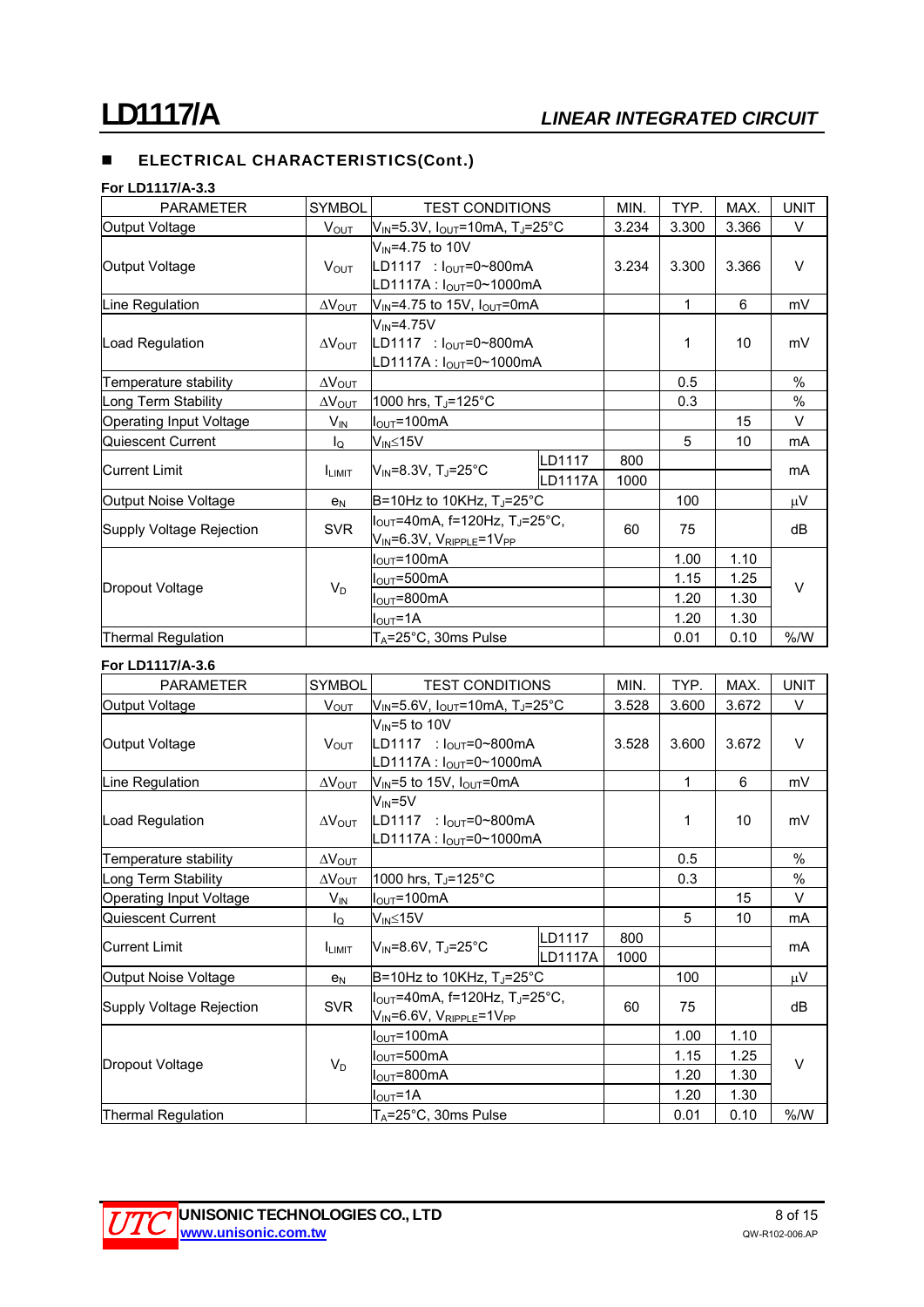## ■ ELECTRICAL CHARACTERISTICS(Cont.)

**For LD1117/A-3.3**

| PARAMETER | SYMBOL | TEST CONDITIONS | | MIN. | TYP. | MAX. | UNIT |
|---|---|---|---|---|---|---|---|
| Output Voltage | $V_{OUT}$ | $V_{IN}$=5.3V, $I_{OUT}$=10mA, $T_J$=25°C | | 3.234 | 3.300 | 3.366 | V |
| Output Voltage | $V_{OUT}$ | $V_{IN}$=4.75 to 10V<br>LD1117 : $I_{OUT}$=0~800mA<br>LD1117A : $I_{OUT}$=0~1000mA | | 3.234 | 3.300 | 3.366 | V |
| Line Regulation | $\Delta V_{OUT}$ | $V_{IN}$=4.75 to 15V, $I_{OUT}$=0mA | | | 1 | 6 | mV |
| Load Regulation | $\Delta V_{OUT}$ | $V_{IN}$=4.75V<br>LD1117 : $I_{OUT}$=0~800mA<br>LD1117A : $I_{OUT}$=0~1000mA | | | 1 | 10 | mV |
| Temperature stability | $\Delta V_{OUT}$ | | | | 0.5 | | % |
| Long Term Stability | $\Delta V_{OUT}$ | 1000 hrs, $T_J$=125°C | | | 0.3 | | % |
| Operating Input Voltage | $V_{IN}$ | $I_{OUT}$=100mA | | | | 15 | V |
| Quiescent Current | $I_Q$ | $V_{IN}$≤15V | | | 5 | 10 | mA |
| Current Limit | $I_{LIMIT}$ | $V_{IN}$=8.3V, $T_J$=25°C | LD1117 | 800 | | | mA |
| | | | LD1117A | 1000 | | | |
| Output Noise Voltage | $e_N$ | B=10Hz to 10KHz, $T_J$=25°C | | | 100 | | μV |
| Supply Voltage Rejection | SVR | $I_{OUT}$=40mA, f=120Hz, $T_J$=25°C,<br>$V_{IN}$=6.3V, $V_{RIPPLE}$=1$V_{PP}$ | | 60 | 75 | | dB |
| Dropout Voltage | $V_D$ | $I_{OUT}$=100mA | | | 1.00 | 1.10 | V |
| | | $I_{OUT}$=500mA | | | 1.15 | 1.25 | |
| | | $I_{OUT}$=800mA | | | 1.20 | 1.30 | |
| | | $I_{OUT}$=1A | | | 1.20 | 1.30 | |
| Thermal Regulation | | $T_A$=25°C, 30ms Pulse | | | 0.01 | 0.10 | %/W |

**For LD1117/A-3.6**

| PARAMETER | SYMBOL | TEST CONDITIONS | | MIN. | TYP. | MAX. | UNIT |
|---|---|---|---|---|---|---|---|
| Output Voltage | $V_{OUT}$ | $V_{IN}$=5.6V, $I_{OUT}$=10mA, $T_J$=25°C | | 3.528 | 3.600 | 3.672 | V |
| Output Voltage | $V_{OUT}$ | $V_{IN}$=5 to 10V<br>LD1117 : $I_{OUT}$=0~800mA<br>LD1117A : $I_{OUT}$=0~1000mA | | 3.528 | 3.600 | 3.672 | V |
| Line Regulation | $\Delta V_{OUT}$ | $V_{IN}$=5 to 15V, $I_{OUT}$=0mA | | | 1 | 6 | mV |
| Load Regulation | $\Delta V_{OUT}$ | $V_{IN}$=5V<br>LD1117 : $I_{OUT}$=0~800mA<br>LD1117A : $I_{OUT}$=0~1000mA | | | 1 | 10 | mV |
| Temperature stability | $\Delta V_{OUT}$ | | | | 0.5 | | % |
| Long Term Stability | $\Delta V_{OUT}$ | 1000 hrs, $T_J$=125°C | | | 0.3 | | % |
| Operating Input Voltage | $V_{IN}$ | $I_{OUT}$=100mA | | | | 15 | V |
| Quiescent Current | $I_Q$ | $V_{IN}$≤15V | | | 5 | 10 | mA |
| Current Limit | $I_{LIMIT}$ | $V_{IN}$=8.6V, $T_J$=25°C | LD1117 | 800 | | | mA |
| | | | LD1117A | 1000 | | | |
| Output Noise Voltage | $e_N$ | B=10Hz to 10KHz, $T_J$=25°C | | | 100 | | μV |
| Supply Voltage Rejection | SVR | $I_{OUT}$=40mA, f=120Hz, $T_J$=25°C,<br>$V_{IN}$=6.6V, $V_{RIPPLE}$=1$V_{PP}$ | | 60 | 75 | | dB |
| Dropout Voltage | $V_D$ | $I_{OUT}$=100mA | | | 1.00 | 1.10 | V |
| | | $I_{OUT}$=500mA | | | 1.15 | 1.25 | |
| | | $I_{OUT}$=800mA | | | 1.20 | 1.30 | |
| | | $I_{OUT}$=1A | | | 1.20 | 1.30 | |
| Thermal Regulation | | $T_A$=25°C, 30ms Pulse | | | 0.01 | 0.10 | %/W |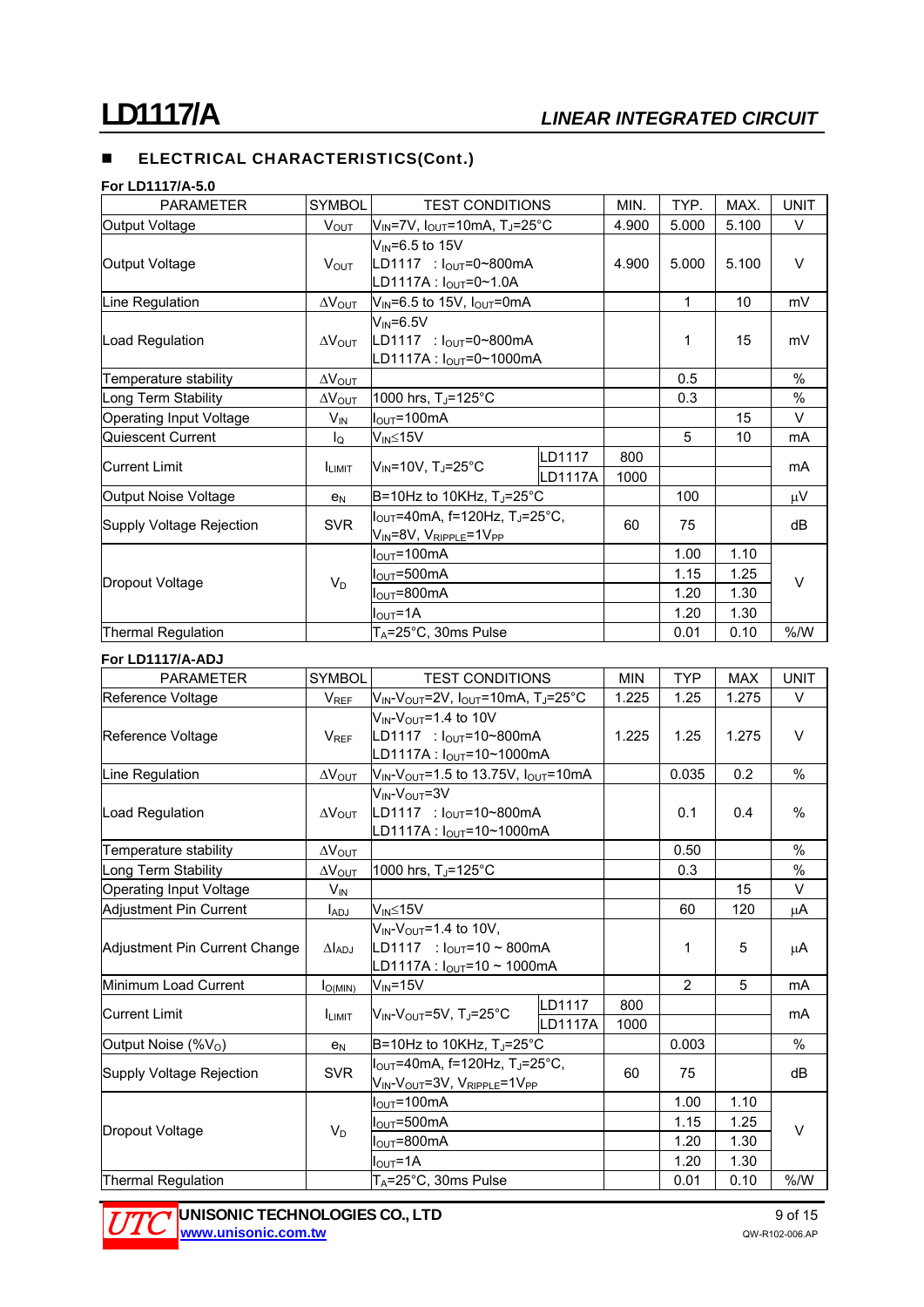## ELECTRICAL CHARACTERISTICS(Cont.)

**For LD1117/A-5.0**

| PARAMETER | SYMBOL | TEST CONDITIONS | | MIN. | TYP. | MAX. | UNIT |
|---|---|---|---|---|---|---|---|
| Output Voltage | $V_{OUT}$ | $V_{IN}$=7V, $I_{OUT}$=10mA, $T_J$=25°C | | 4.900 | 5.000 | 5.100 | V |
| Output Voltage | $V_{OUT}$ | $V_{IN}$=6.5 to 15V<br>LD1117 : $I_{OUT}$=0~800mA<br>LD1117A : $I_{OUT}$=0~1.0A | | 4.900 | 5.000 | 5.100 | V |
| Line Regulation | $\Delta V_{OUT}$ | $V_{IN}$=6.5 to 15V, $I_{OUT}$=0mA | | | 1 | 10 | mV |
| Load Regulation | $\Delta V_{OUT}$ | $V_{IN}$=6.5V<br>LD1117 : $I_{OUT}$=0~800mA<br>LD1117A : $I_{OUT}$=0~1000mA | | | 1 | 15 | mV |
| Temperature stability | $\Delta V_{OUT}$ | | | | 0.5 | | % |
| Long Term Stability | $\Delta V_{OUT}$ | 1000 hrs, $T_J$=125°C | | | 0.3 | | % |
| Operating Input Voltage | $V_{IN}$ | $I_{OUT}$=100mA | | | | 15 | V |
| Quiescent Current | $I_Q$ | $V_{IN}$≤15V | | | 5 | 10 | mA |
| Current Limit | $I_{LIMIT}$ | $V_{IN}$=10V, $T_J$=25°C | LD1117 | 800 | | | mA |
| | | | LD1117A | 1000 | | | |
| Output Noise Voltage | $e_N$ | B=10Hz to 10KHz, $T_J$=25°C | | | 100 | | μV |
| Supply Voltage Rejection | SVR | $I_{OUT}$=40mA, f=120Hz, $T_J$=25°C, $V_{IN}$=8V, $V_{RIPPLE}$=1$V_{PP}$ | | 60 | 75 | | dB |
| Dropout Voltage | $V_D$ | $I_{OUT}$=100mA | | | 1.00 | 1.10 | V |
| | | $I_{OUT}$=500mA | | | 1.15 | 1.25 | |
| | | $I_{OUT}$=800mA | | | 1.20 | 1.30 | |
| | | $I_{OUT}$=1A | | | 1.20 | 1.30 | |
| Thermal Regulation | | $T_A$=25°C, 30ms Pulse | | | 0.01 | 0.10 | %/W |

**For LD1117/A-ADJ**

| PARAMETER | SYMBOL | TEST CONDITIONS | | MIN | TYP | MAX | UNIT |
|---|---|---|---|---|---|---|---|
| Reference Voltage | $V_{REF}$ | $V_{IN}$-$V_{OUT}$=2V, $I_{OUT}$=10mA, $T_J$=25°C | | 1.225 | 1.25 | 1.275 | V |
| Reference Voltage | $V_{REF}$ | $V_{IN}$-$V_{OUT}$=1.4 to 10V<br>LD1117 : $I_{OUT}$=10~800mA<br>LD1117A : $I_{OUT}$=10~1000mA | | 1.225 | 1.25 | 1.275 | V |
| Line Regulation | $\Delta V_{OUT}$ | $V_{IN}$-$V_{OUT}$=1.5 to 13.75V, $I_{OUT}$=10mA | | | 0.035 | 0.2 | % |
| Load Regulation | $\Delta V_{OUT}$ | $V_{IN}$-$V_{OUT}$=3V<br>LD1117 : $I_{OUT}$=10~800mA<br>LD1117A : $I_{OUT}$=10~1000mA | | | 0.1 | 0.4 | % |
| Temperature stability | $\Delta V_{OUT}$ | | | | 0.50 | | % |
| Long Term Stability | $\Delta V_{OUT}$ | 1000 hrs, $T_J$=125°C | | | 0.3 | | % |
| Operating Input Voltage | $V_{IN}$ | | | | | 15 | V |
| Adjustment Pin Current | $I_{ADJ}$ | $V_{IN}$≤15V | | | 60 | 120 | μA |
| Adjustment Pin Current Change | $\Delta I_{ADJ}$ | $V_{IN}$-$V_{OUT}$=1.4 to 10V,<br>LD1117 : $I_{OUT}$=10 ~ 800mA<br>LD1117A : $I_{OUT}$=10 ~ 1000mA | | | 1 | 5 | μA |
| Minimum Load Current | $I_{O(MIN)}$ | $V_{IN}$=15V | | | 2 | 5 | mA |
| Current Limit | $I_{LIMIT}$ | $V_{IN}$-$V_{OUT}$=5V, $T_J$=25°C | LD1117 | 800 | | | mA |
| | | | LD1117A | 1000 | | | |
| Output Noise (%$V_O$) | $e_N$ | B=10Hz to 10KHz, $T_J$=25°C | | | 0.003 | | % |
| Supply Voltage Rejection | SVR | $I_{OUT}$=40mA, f=120Hz, $T_J$=25°C, $V_{IN}$-$V_{OUT}$=3V, $V_{RIPPLE}$=1$V_{PP}$ | | 60 | 75 | | dB |
| Dropout Voltage | $V_D$ | $I_{OUT}$=100mA | | | 1.00 | 1.10 | V |
| | | $I_{OUT}$=500mA | | | 1.15 | 1.25 | |
| | | $I_{OUT}$=800mA | | | 1.20 | 1.30 | |
| | | $I_{OUT}$=1A | | | 1.20 | 1.30 | |
| Thermal Regulation | | $T_A$=25°C, 30ms Pulse | | | 0.01 | 0.10 | %/W |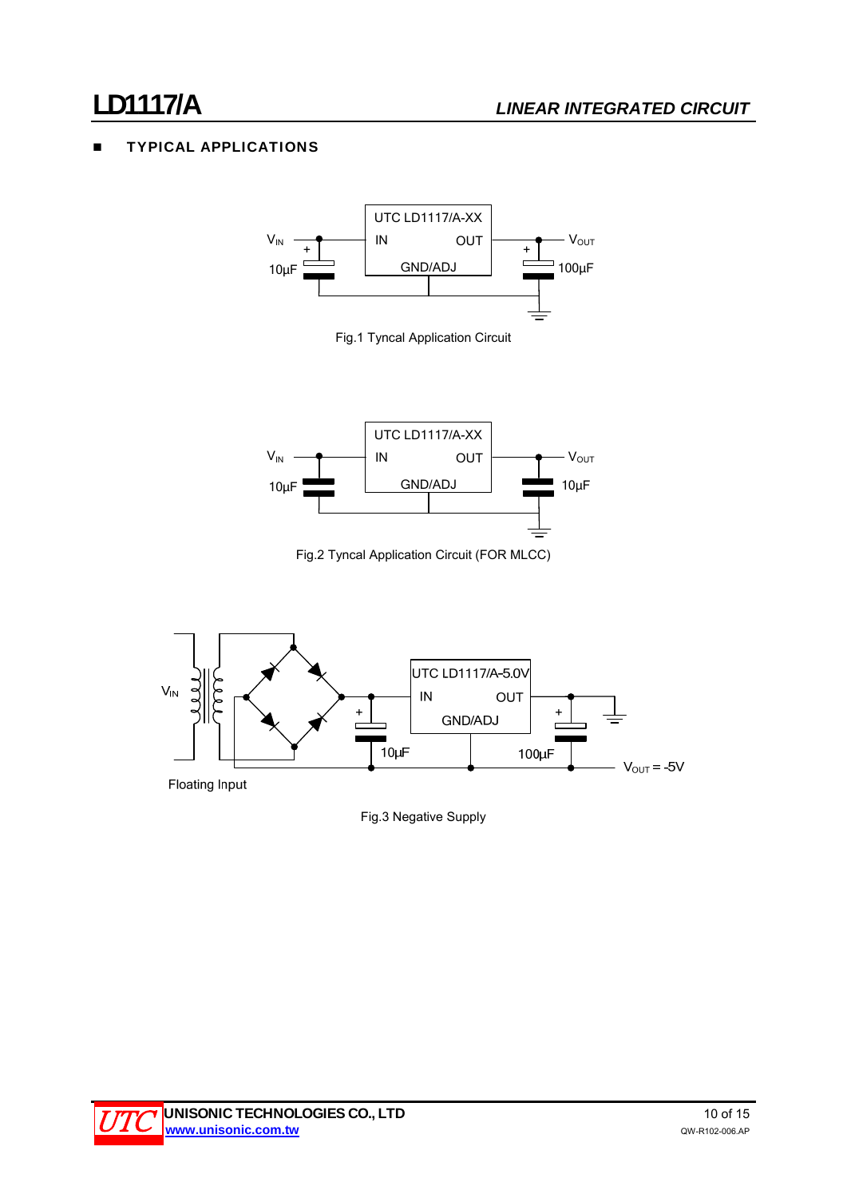## TYPICAL APPLICATIONS

UTC LD1117/A-XX

IN OUT

GND/ADJ

$V_{IN}$ + 10µF

+ 100µF $V_{OUT}$

Fig.1 Tyncal Application Circuit

UTC LD1117/A-XX

IN OUT

GND/ADJ

$V_{IN}$ 10µF

10µF $V_{OUT}$

Fig.2 Tyncal Application Circuit (FOR MLCC)

UTC LD1117/A-5.0V

IN OUT

GND/ADJ

$V_{IN}$

+ 10µF

+ 100µF

$V_{OUT}$ = -5V

Floating Input

Fig.3 Negative Supply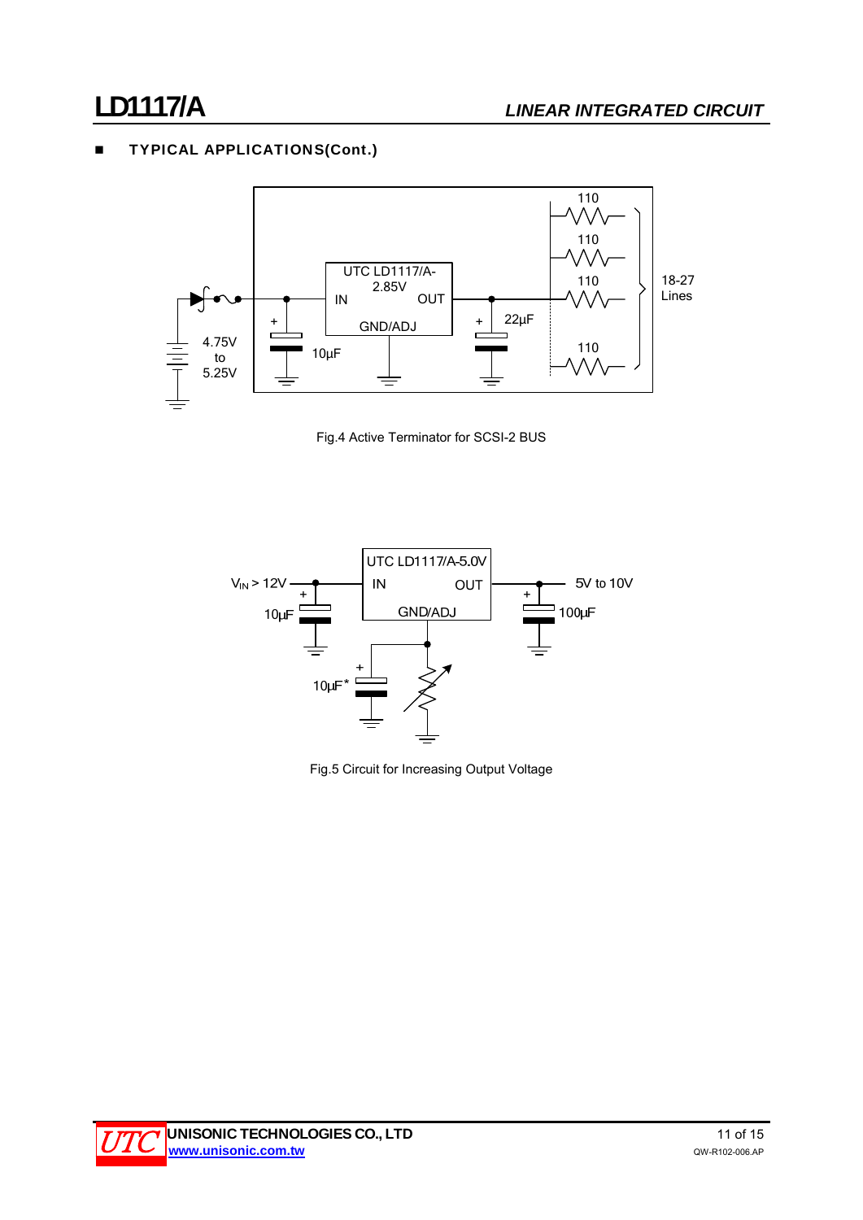## ■ TYPICAL APPLICATIONS(Cont.)

Fig.4 Active Terminator for SCSI-2 BUS

Fig.5 Circuit for Increasing Output Voltage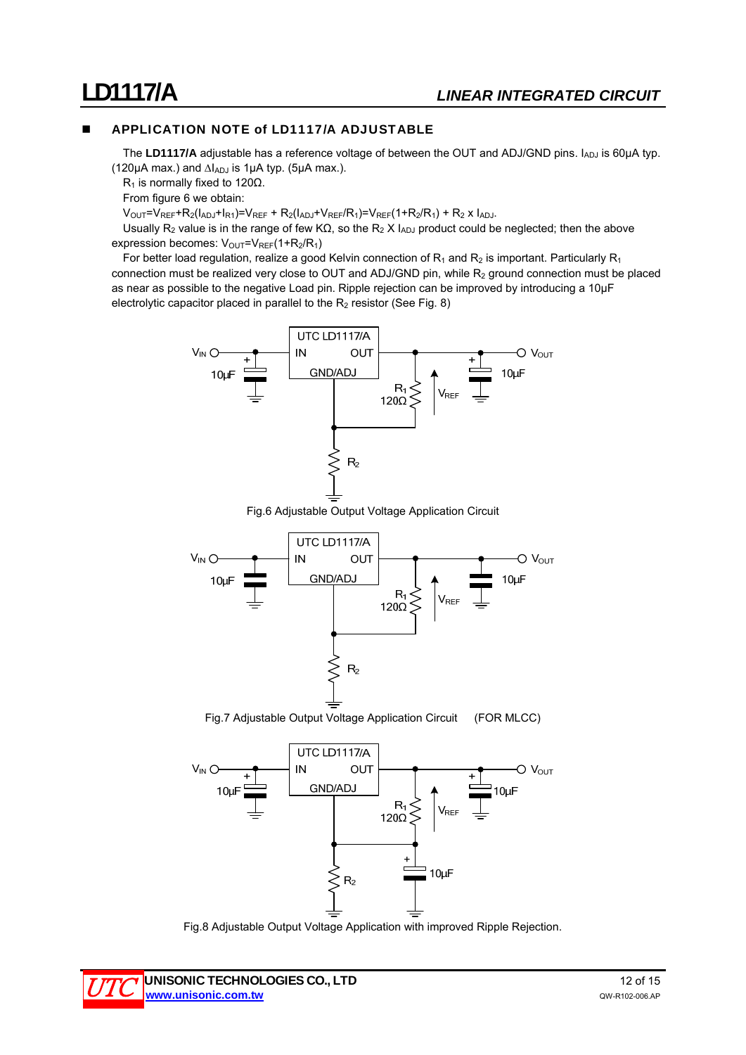## APPLICATION NOTE of LD1117/A ADJUSTABLE

The **LD1117/A** adjustable has a reference voltage of between the OUT and ADJ/GND pins. $I_{ADJ}$ is 60μA typ. (120μA max.) and $\Delta I_{ADJ}$ is 1μA typ. (5μA max.).

$R_1$ is normally fixed to 120Ω.

From figure 6 we obtain:

$V_{OUT}=V_{REF}+R_2(I_{ADJ}+I_{R1})=V_{REF} + R_2(I_{ADJ}+V_{REF}/R_1)=V_{REF}(1+R_2/R_1) + R_2 \times I_{ADJ}$.

Usually $R_2$ value is in the range of few KΩ, so the $R_2 \times I_{ADJ}$ product could be neglected; then the above expression becomes: $V_{OUT}=V_{REF}(1+R_2/R_1)$

For better load regulation, realize a good Kelvin connection of $R_1$ and $R_2$ is important. Particularly $R_1$ connection must be realized very close to OUT and ADJ/GND pin, while $R_2$ ground connection must be placed as near as possible to the negative Load pin. Ripple rejection can be improved by introducing a 10μF electrolytic capacitor placed in parallel to the $R_2$ resistor (See Fig. 8)

Fig.6 Adjustable Output Voltage Application Circuit

Fig.7 Adjustable Output Voltage Application Circuit (FOR MLCC)

Fig.8 Adjustable Output Voltage Application with improved Ripple Rejection.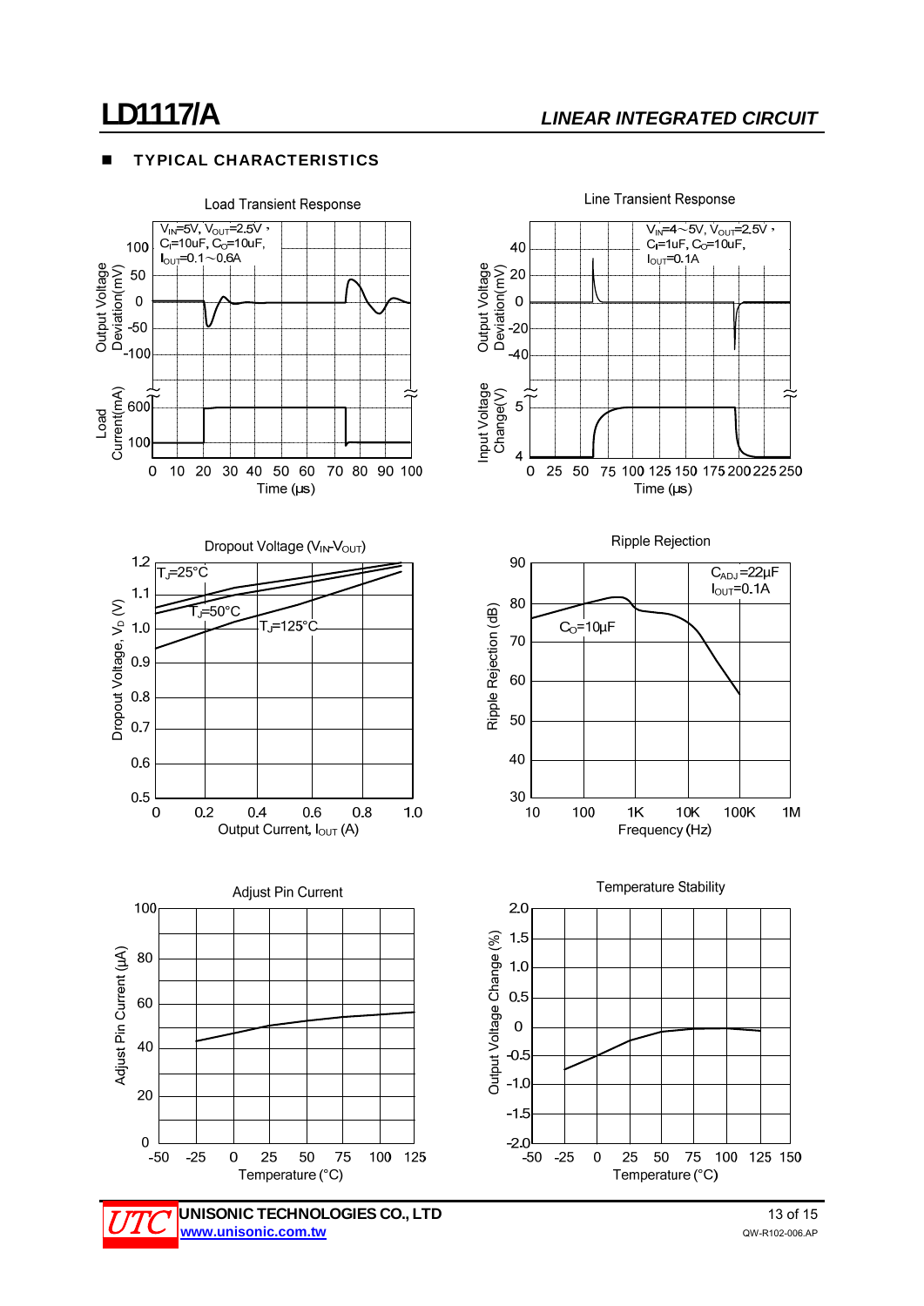## ■ TYPICAL CHARACTERISTICS

Load Transient Response

$V_{IN}$=5V, $V_{OUT}$=2.5V, $C_I$=10uF, $C_O$=10uF, $I_{OUT}$=0.1~0.6A

Output Voltage Deviation(mV): 100, 50, 0, -50, -100

Load Current(mA): 600, 100

Time (µs): 0 10 20 30 40 50 60 70 80 90 100

Line Transient Response

$V_{IN}$=4~5V, $V_{OUT}$=2.5V, $C_I$=1uF, $C_O$=10uF, $I_{OUT}$=0.1A

Output Voltage Deviation(mV): 40, 20, 0, -20, -40

Input Voltage Change(V): 5, 4

Time (µs): 0 25 50 75 100 125 150 175 200 225 250

Dropout Voltage ($V_{IN}$-$V_{OUT}$)

$T_J$=25°C, $T_J$=50°C, $T_J$=125°C

Dropout Voltage, $V_D$ (V): 0.5 0.6 0.7 0.8 0.9 1.0 1.1 1.2

Output Current, $I_{OUT}$ (A): 0 0.2 0.4 0.6 0.8 1.0

Ripple Rejection

$C_{ADJ}$=22µF, $I_{OUT}$=0.1A, $C_O$=10µF

Ripple Rejection (dB): 30 40 50 60 70 80 90

Frequency (Hz): 10 100 1K 10K 100K 1M

Adjust Pin Current

Adjust Pin Current (µA): 0 20 40 60 80 100

Temperature (°C): -50 -25 0 25 50 75 100 125

Temperature Stability

Output Voltage Change (%): -2.0 -1.5 -1.0 -0.5 0 0.5 1.0 1.5 2.0

Temperature (°C): -50 -25 0 25 50 75 100 125 150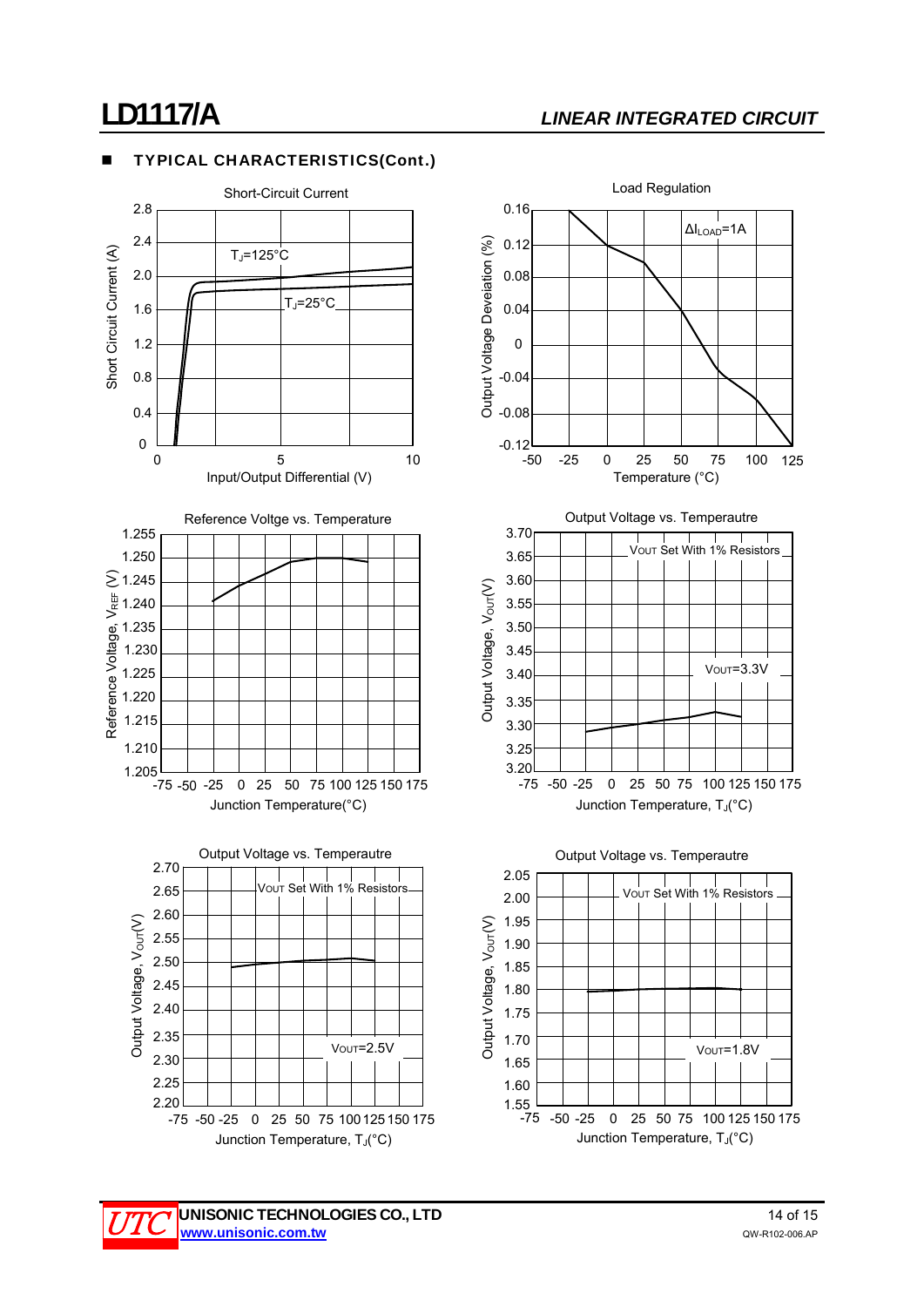## TYPICAL CHARACTERISTICS(Cont.)

**Short-Circuit Current**

Short Circuit Current (A) vs. Input/Output Differential (V)

$T_J$=125°C

$T_J$=25°C

**Load Regulation**

Output Voltage Deveiation (%) vs. Temperature (°C)

$\Delta I_{LOAD}$=1A

**Reference Voltge vs. Temperature**

Reference Voltage, $V_{REF}$ (V) vs. Junction Temperature(°C)

**Output Voltage vs. Temperautre**

Output Voltage, $V_{OUT}$(V) vs. Junction Temperature, $T_J$(°C)

$V_{OUT}$ Set With 1% Resistors

$V_{OUT}$=3.3V

**Output Voltage vs. Temperautre**

Output Voltage, $V_{OUT}$(V) vs. Junction Temperature, $T_J$(°C)

$V_{OUT}$ Set With 1% Resistors

$V_{OUT}$=2.5V

**Output Voltage vs. Temperautre**

Output Voltage, $V_{OUT}$(V) vs. Junction Temperature, $T_J$(°C)

$V_{OUT}$ Set With 1% Resistors

$V_{OUT}$=1.8V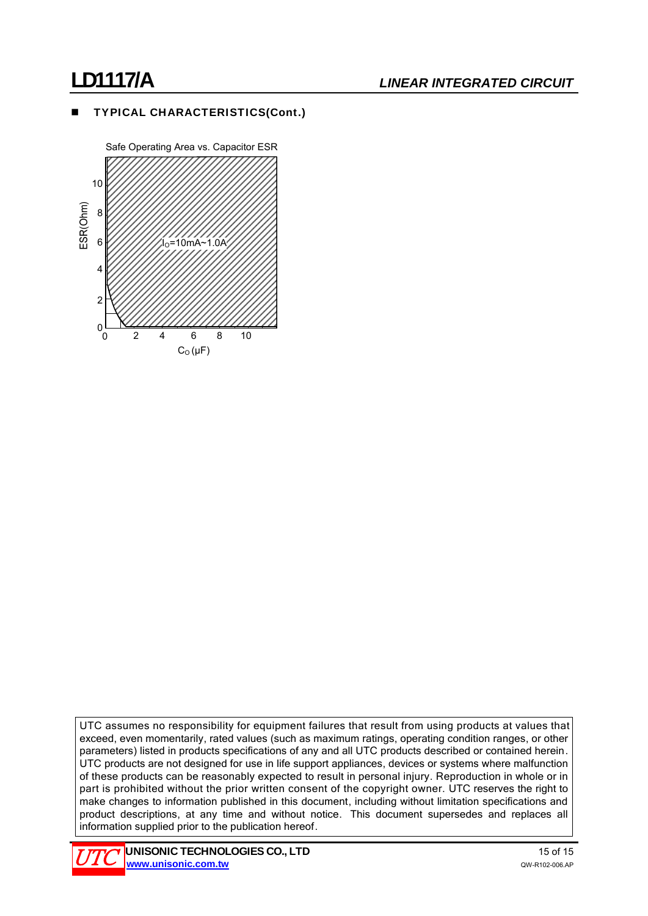## TYPICAL CHARACTERISTICS(Cont.)

Safe Operating Area vs. Capacitor ESR

ESR(Ohm)

10
8
6
4
2
0

$I_O$=10mA~1.0A

0 2 4 6 8 10

$C_O$ (μF)

UTC assumes no responsibility for equipment failures that result from using products at values that exceed, even momentarily, rated values (such as maximum ratings, operating condition ranges, or other parameters) listed in products specifications of any and all UTC products described or contained herein. UTC products are not designed for use in life support appliances, devices or systems where malfunction of these products can be reasonably expected to result in personal injury. Reproduction in whole or in part is prohibited without the prior written consent of the copyright owner. UTC reserves the right to make changes to information published in this document, including without limitation specifications and product descriptions, at any time and without notice. This document supersedes and replaces all information supplied prior to the publication hereof.